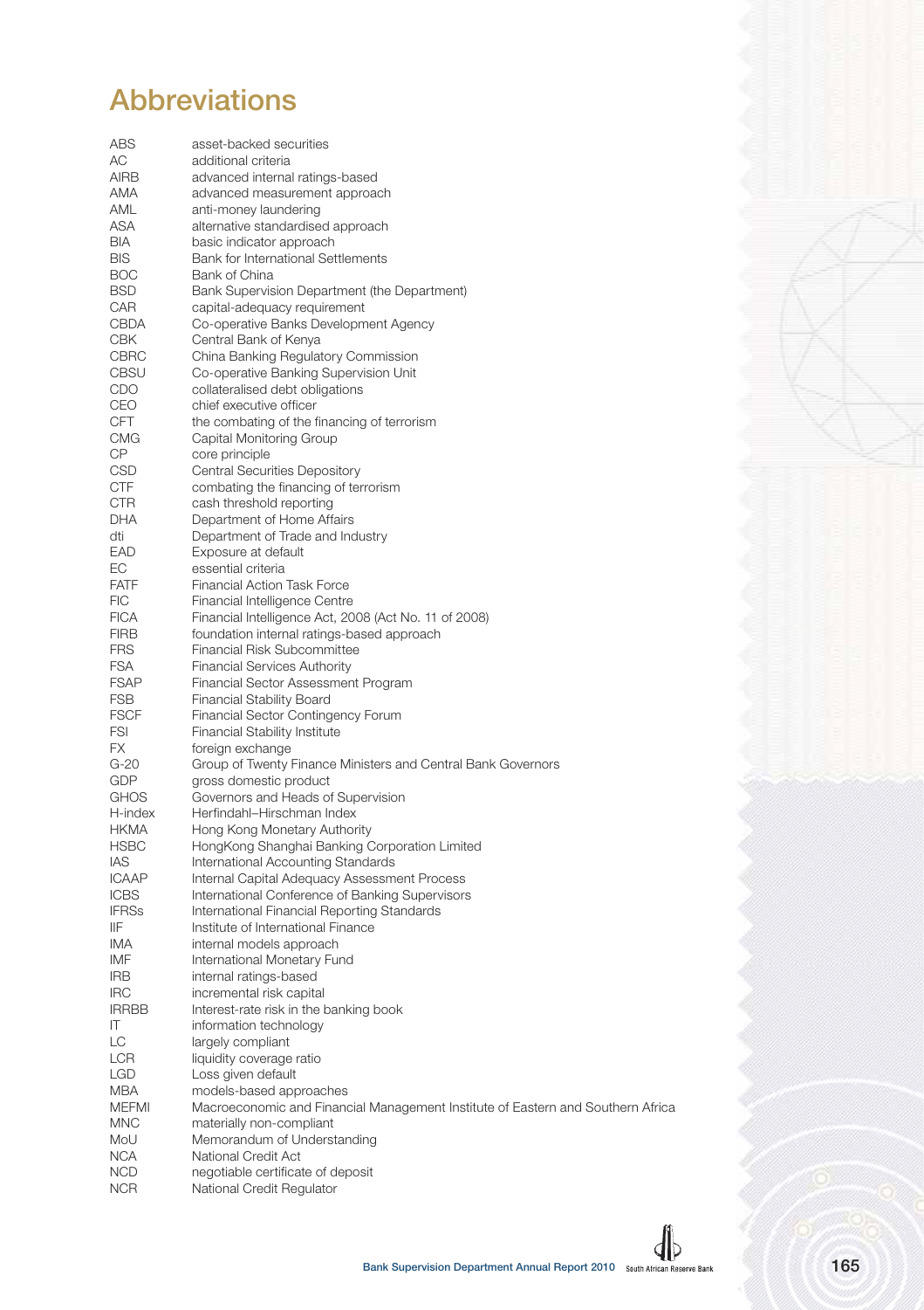# Abbreviations

| | |
|---|---|
| ABS | asset-backed securities |
| AC | additional criteria |
| AIRB | advanced internal ratings-based |
| AMA | advanced measurement approach |
| AML | anti-money laundering |
| ASA | alternative standardised approach |
| BIA | basic indicator approach |
| BIS | Bank for International Settlements |
| BOC | Bank of China |
| BSD | Bank Supervision Department (the Department) |
| CAR | capital-adequacy requirement |
| CBDA | Co-operative Banks Development Agency |
| CBK | Central Bank of Kenya |
| CBRC | China Banking Regulatory Commission |
| CBSU | Co-operative Banking Supervision Unit |
| CDO | collateralised debt obligations |
| CEO | chief executive officer |
| CFT | the combating of the financing of terrorism |
| CMG | Capital Monitoring Group |
| CP | core principle |
| CSD | Central Securities Depository |
| CTF | combating the financing of terrorism |
| CTR | cash threshold reporting |
| DHA | Department of Home Affairs |
| dti | Department of Trade and Industry |
| EAD | Exposure at default |
| EC | essential criteria |
| FATF | Financial Action Task Force |
| FIC | Financial Intelligence Centre |
| FICA | Financial Intelligence Act, 2008 (Act No. 11 of 2008) |
| FIRB | foundation internal ratings-based approach |
| FRS | Financial Risk Subcommittee |
| FSA | Financial Services Authority |
| FSAP | Financial Sector Assessment Program |
| FSB | Financial Stability Board |
| FSCF | Financial Sector Contingency Forum |
| FSI | Financial Stability Institute |
| FX | foreign exchange |
| G-20 | Group of Twenty Finance Ministers and Central Bank Governors |
| GDP | gross domestic product |
| GHOS | Governors and Heads of Supervision |
| H-index | Herfindahl–Hirschman Index |
| HKMA | Hong Kong Monetary Authority |
| HSBC | HongKong Shanghai Banking Corporation Limited |
| IAS | International Accounting Standards |
| ICAAP | Internal Capital Adequacy Assessment Process |
| ICBS | International Conference of Banking Supervisors |
| IFRSs | International Financial Reporting Standards |
| IIF | Institute of International Finance |
| IMA | internal models approach |
| IMF | International Monetary Fund |
| IRB | internal ratings-based |
| IRC | incremental risk capital |
| IRRBB | Interest-rate risk in the banking book |
| IT | information technology |
| LC | largely compliant |
| LCR | liquidity coverage ratio |
| LGD | Loss given default |
| MBA | models-based approaches |
| MEFMI | Macroeconomic and Financial Management Institute of Eastern and Southern Africa |
| MNC | materially non-compliant |
| MoU | Memorandum of Understanding |
| NCA | National Credit Act |
| NCD | negotiable certificate of deposit |
| NCR | National Credit Regulator |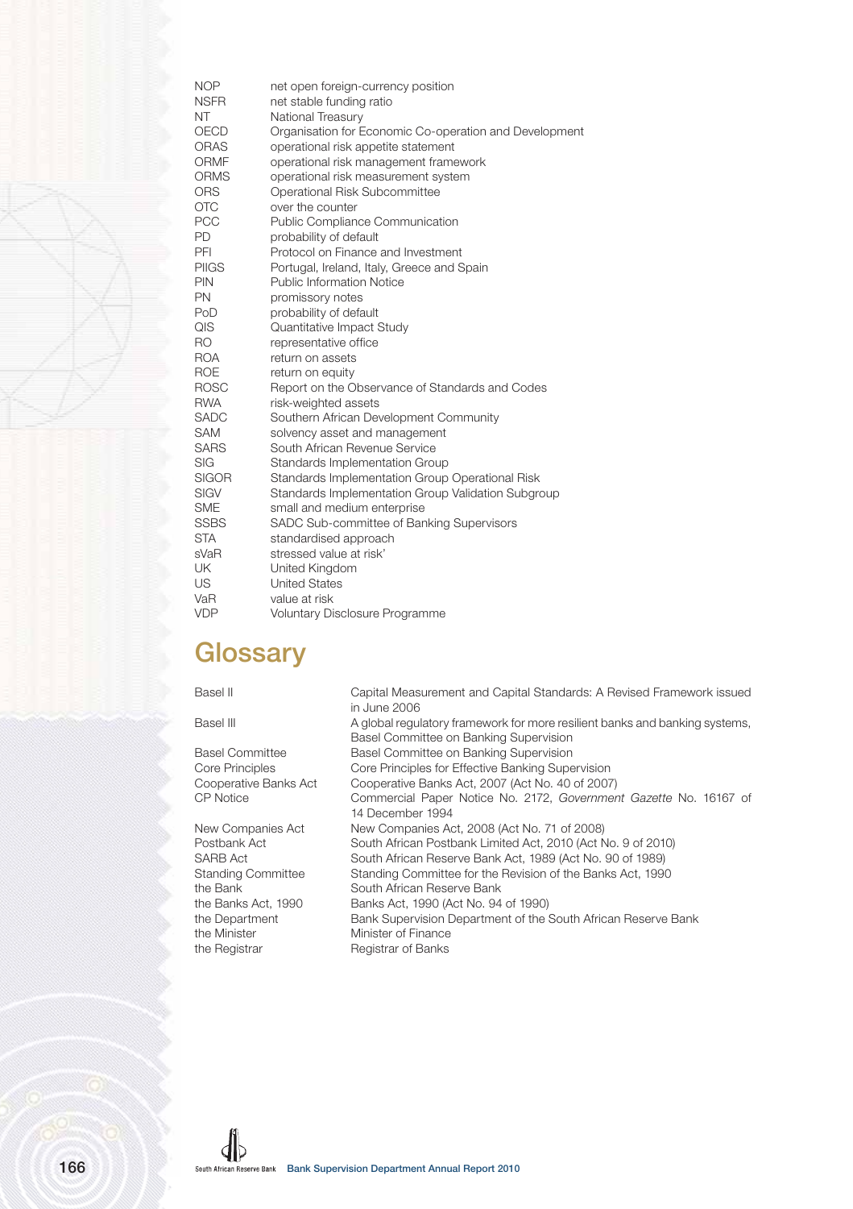| | |
|---|---|
| NOP | net open foreign-currency position |
| NSFR | net stable funding ratio |
| NT | National Treasury |
| OECD | Organisation for Economic Co-operation and Development |
| ORAS | operational risk appetite statement |
| ORMF | operational risk management framework |
| ORMS | operational risk measurement system |
| ORS | Operational Risk Subcommittee |
| OTC | over the counter |
| PCC | Public Compliance Communication |
| PD | probability of default |
| PFI | Protocol on Finance and Investment |
| PIIGS | Portugal, Ireland, Italy, Greece and Spain |
| PIN | Public Information Notice |
| PN | promissory notes |
| PoD | probability of default |
| QIS | Quantitative Impact Study |
| RO | representative office |
| ROA | return on assets |
| ROE | return on equity |
| ROSC | Report on the Observance of Standards and Codes |
| RWA | risk-weighted assets |
| SADC | Southern African Development Community |
| SAM | solvency asset and management |
| SARS | South African Revenue Service |
| SIG | Standards Implementation Group |
| SIGOR | Standards Implementation Group Operational Risk |
| SIGV | Standards Implementation Group Validation Subgroup |
| SME | small and medium enterprise |
| SSBS | SADC Sub-committee of Banking Supervisors |
| STA | standardised approach |
| sVaR | stressed value at risk' |
| UK | United Kingdom |
| US | United States |
| VaR | value at risk |
| VDP | Voluntary Disclosure Programme |

# Glossary

| | |
|---|---|
| Basel II | Capital Measurement and Capital Standards: A Revised Framework issued in June 2006 |
| Basel III | A global regulatory framework for more resilient banks and banking systems, Basel Committee on Banking Supervision |
| Basel Committee | Basel Committee on Banking Supervision |
| Core Principles | Core Principles for Effective Banking Supervision |
| Cooperative Banks Act | Cooperative Banks Act, 2007 (Act No. 40 of 2007) |
| CP Notice | Commercial Paper Notice No. 2172, *Government Gazette* No. 16167 of 14 December 1994 |
| New Companies Act | New Companies Act, 2008 (Act No. 71 of 2008) |
| Postbank Act | South African Postbank Limited Act, 2010 (Act No. 9 of 2010) |
| SARB Act | South African Reserve Bank Act, 1989 (Act No. 90 of 1989) |
| Standing Committee | Standing Committee for the Revision of the Banks Act, 1990 |
| the Bank | South African Reserve Bank |
| the Banks Act, 1990 | Banks Act, 1990 (Act No. 94 of 1990) |
| the Department | Bank Supervision Department of the South African Reserve Bank |
| the Minister | Minister of Finance |
| the Registrar | Registrar of Banks |